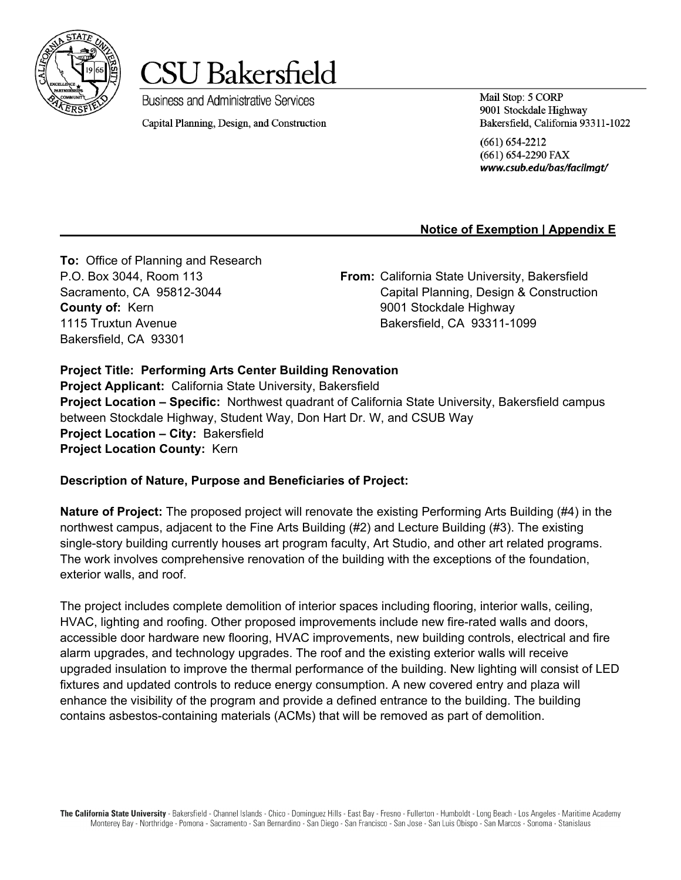# CSU Bakersfield

Business and Administrative Services

Capital Planning, Design, and Construction

Mail Stop: 5 CORP
9001 Stockdale Highway
Bakersfield, California 93311-1022

(661) 654-2212
(661) 654-2290 FAX
*www.csub.edu/bas/facilmgt/*

**Notice of Exemption | Appendix E**

**To:** Office of Planning and Research
P.O. Box 3044, Room 113
Sacramento, CA 95812-3044
**County of:** Kern
1115 Truxtun Avenue
Bakersfield, CA 93301

**From:** California State University, Bakersfield
Capital Planning, Design & Construction
9001 Stockdale Highway
Bakersfield, CA 93311-1099

**Project Title: Performing Arts Center Building Renovation**
**Project Applicant:** California State University, Bakersfield
**Project Location – Specific:** Northwest quadrant of California State University, Bakersfield campus between Stockdale Highway, Student Way, Don Hart Dr. W, and CSUB Way
**Project Location – City:** Bakersfield
**Project Location County:** Kern

**Description of Nature, Purpose and Beneficiaries of Project:**

**Nature of Project:** The proposed project will renovate the existing Performing Arts Building (#4) in the northwest campus, adjacent to the Fine Arts Building (#2) and Lecture Building (#3). The existing single-story building currently houses art program faculty, Art Studio, and other art related programs. The work involves comprehensive renovation of the building with the exceptions of the foundation, exterior walls, and roof.

The project includes complete demolition of interior spaces including flooring, interior walls, ceiling, HVAC, lighting and roofing. Other proposed improvements include new fire-rated walls and doors, accessible door hardware new flooring, HVAC improvements, new building controls, electrical and fire alarm upgrades, and technology upgrades. The roof and the existing exterior walls will receive upgraded insulation to improve the thermal performance of the building. New lighting will consist of LED fixtures and updated controls to reduce energy consumption. A new covered entry and plaza will enhance the visibility of the program and provide a defined entrance to the building. The building contains asbestos-containing materials (ACMs) that will be removed as part of demolition.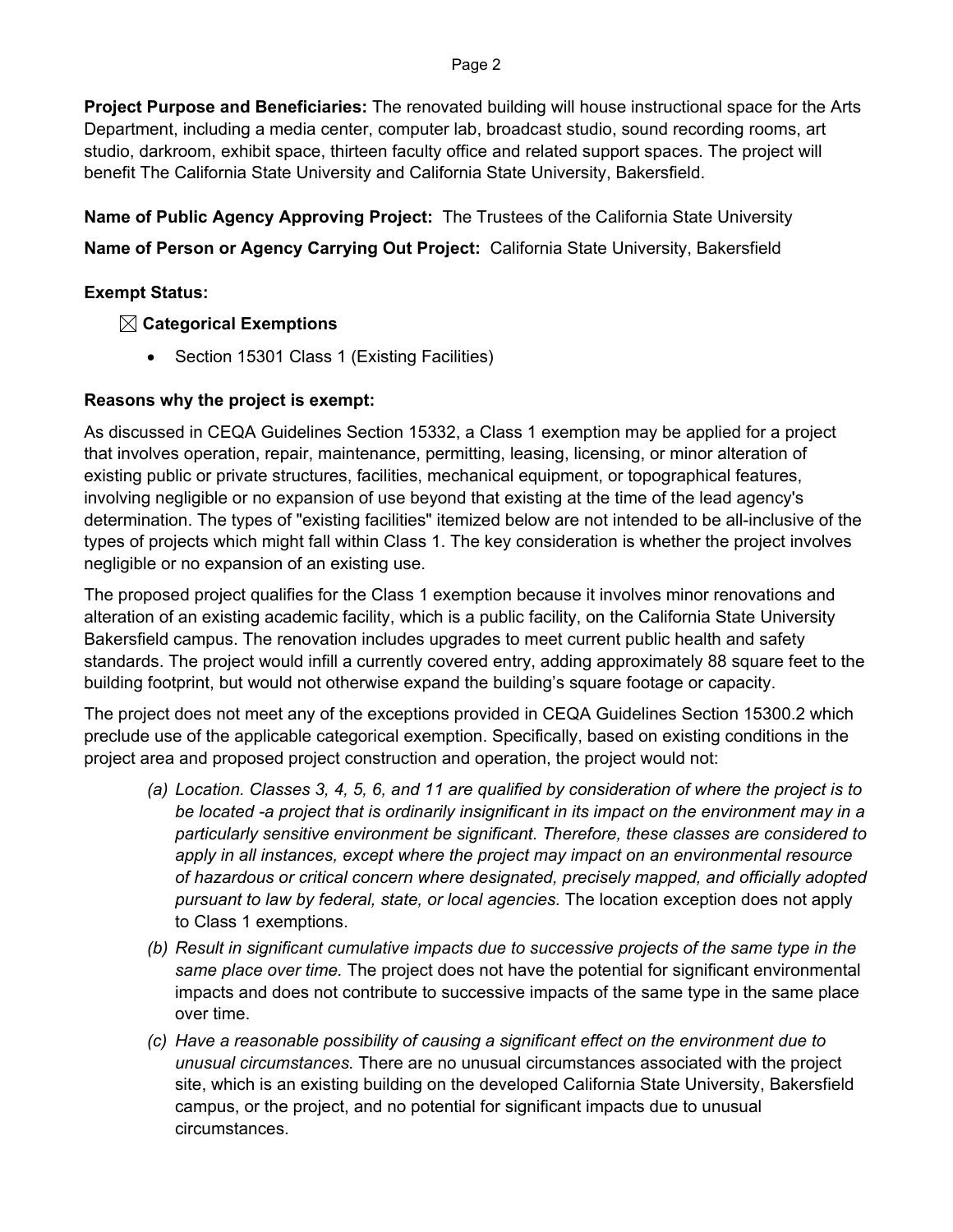**Project Purpose and Beneficiaries:** The renovated building will house instructional space for the Arts Department, including a media center, computer lab, broadcast studio, sound recording rooms, art studio, darkroom, exhibit space, thirteen faculty office and related support spaces. The project will benefit The California State University and California State University, Bakersfield.

**Name of Public Agency Approving Project:** The Trustees of the California State University

**Name of Person or Agency Carrying Out Project:** California State University, Bakersfield

**Exempt Status:**

☒ **Categorical Exemptions**

- Section 15301 Class 1 (Existing Facilities)

**Reasons why the project is exempt:**

As discussed in CEQA Guidelines Section 15332, a Class 1 exemption may be applied for a project that involves operation, repair, maintenance, permitting, leasing, licensing, or minor alteration of existing public or private structures, facilities, mechanical equipment, or topographical features, involving negligible or no expansion of use beyond that existing at the time of the lead agency's determination. The types of "existing facilities" itemized below are not intended to be all-inclusive of the types of projects which might fall within Class 1. The key consideration is whether the project involves negligible or no expansion of an existing use.

The proposed project qualifies for the Class 1 exemption because it involves minor renovations and alteration of an existing academic facility, which is a public facility, on the California State University Bakersfield campus. The renovation includes upgrades to meet current public health and safety standards. The project would infill a currently covered entry, adding approximately 88 square feet to the building footprint, but would not otherwise expand the building's square footage or capacity.

The project does not meet any of the exceptions provided in CEQA Guidelines Section 15300.2 which preclude use of the applicable categorical exemption. Specifically, based on existing conditions in the project area and proposed project construction and operation, the project would not:

(a) *Location. Classes 3, 4, 5, 6, and 11 are qualified by consideration of where the project is to be located -a project that is ordinarily insignificant in its impact on the environment may in a particularly sensitive environment be significant. Therefore, these classes are considered to apply in all instances, except where the project may impact on an environmental resource of hazardous or critical concern where designated, precisely mapped, and officially adopted pursuant to law by federal, state, or local agencies.* The location exception does not apply to Class 1 exemptions.

(b) *Result in significant cumulative impacts due to successive projects of the same type in the same place over time.* The project does not have the potential for significant environmental impacts and does not contribute to successive impacts of the same type in the same place over time.

(c) *Have a reasonable possibility of causing a significant effect on the environment due to unusual circumstances.* There are no unusual circumstances associated with the project site, which is an existing building on the developed California State University, Bakersfield campus, or the project, and no potential for significant impacts due to unusual circumstances.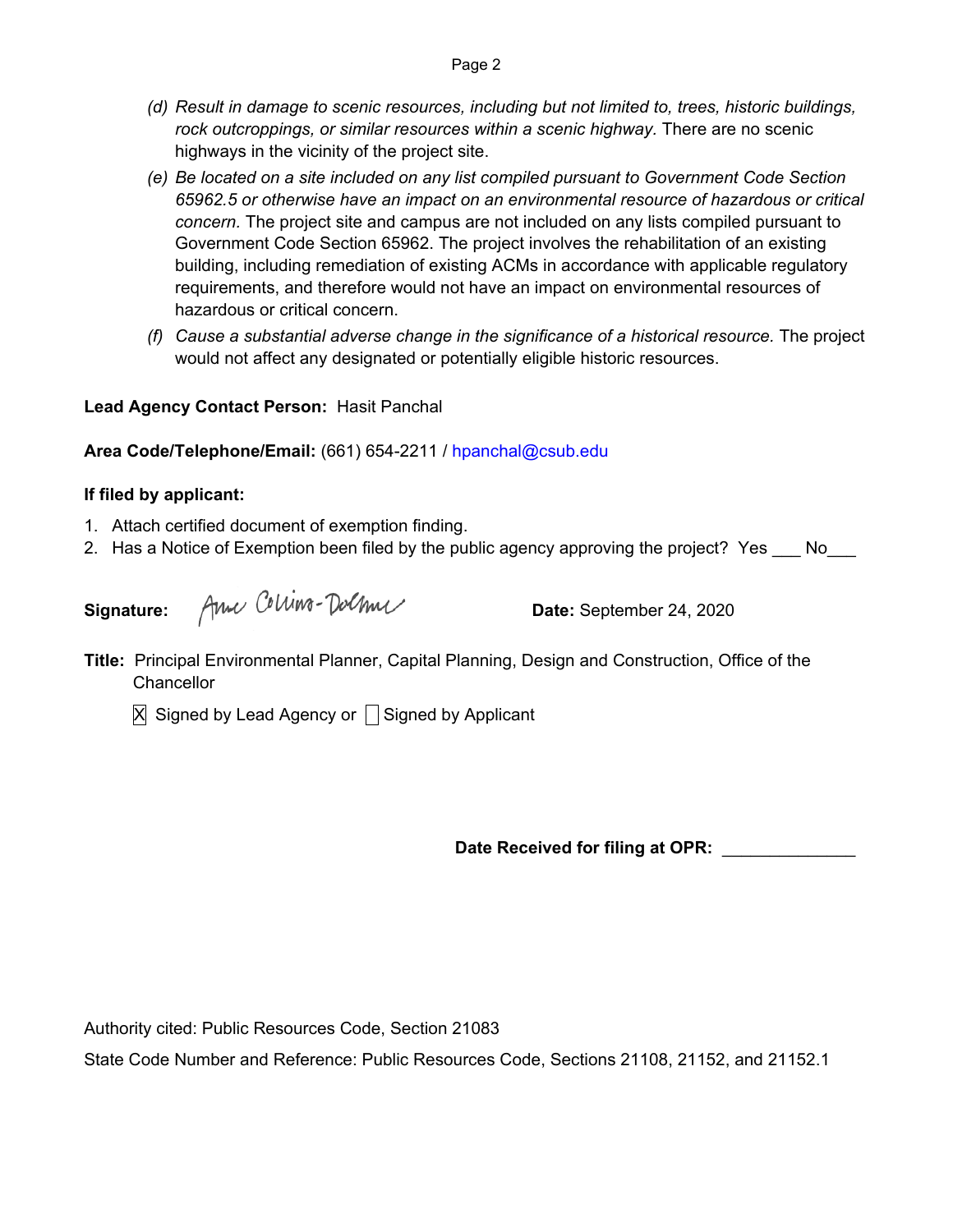(d) *Result in damage to scenic resources, including but not limited to, trees, historic buildings, rock outcroppings, or similar resources within a scenic highway.* There are no scenic highways in the vicinity of the project site.

(e) *Be located on a site included on any list compiled pursuant to Government Code Section 65962.5 or otherwise have an impact on an environmental resource of hazardous or critical concern.* The project site and campus are not included on any lists compiled pursuant to Government Code Section 65962. The project involves the rehabilitation of an existing building, including remediation of existing ACMs in accordance with applicable regulatory requirements, and therefore would not have an impact on environmental resources of hazardous or critical concern.

(f) *Cause a substantial adverse change in the significance of a historical resource.* The project would not affect any designated or potentially eligible historic resources.

**Lead Agency Contact Person:** Hasit Panchal

**Area Code/Telephone/Email:** (661) 654-2211 / hpanchal@csub.edu

**If filed by applicant:**

1. Attach certified document of exemption finding.
2. Has a Notice of Exemption been filed by the public agency approving the project? Yes ___ No___

**Signature:** Anne Collins-Doehne **Date:** September 24, 2020

**Title:** Principal Environmental Planner, Capital Planning, Design and Construction, Office of the Chancellor

☒ Signed by Lead Agency or ☐ Signed by Applicant

**Date Received for filing at OPR:** ______________

Authority cited: Public Resources Code, Section 21083

State Code Number and Reference: Public Resources Code, Sections 21108, 21152, and 21152.1